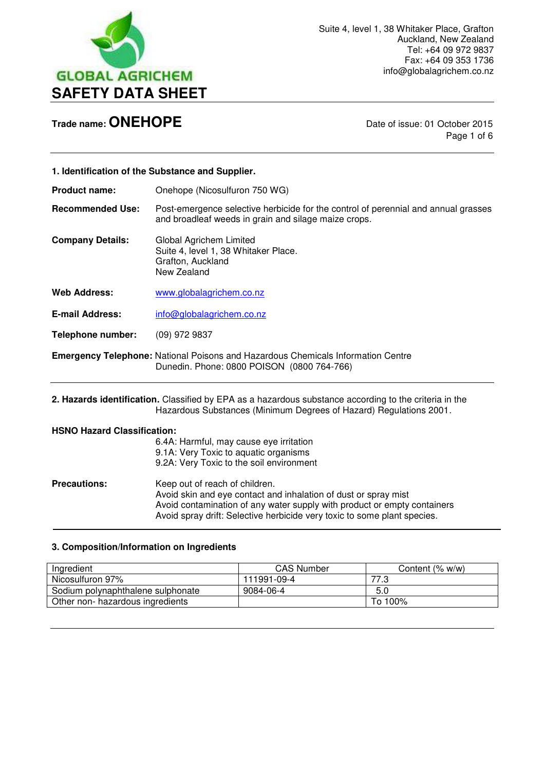GLOBAL AGRICHEM

Suite 4, level 1, 38 Whitaker Place, Grafton
Auckland, New Zealand
Tel: +64 09 972 9837
Fax: +64 09 353 1736
info@globalagrichem.co.nz

# SAFETY DATA SHEET

**Trade name: ONEHOPE**

Date of issue: 01 October 2015

## 1. Identification of the Substance and Supplier.

**Product name:** Onehope (Nicosulfuron 750 WG)

**Recommended Use:** Post-emergence selective herbicide for the control of perennial and annual grasses and broadleaf weeds in grain and silage maize crops.

**Company Details:** Global Agrichem Limited
Suite 4, level 1, 38 Whitaker Place.
Grafton, Auckland
New Zealand

**Web Address:** www.globalagrichem.co.nz

**E-mail Address:** info@globalagrichem.co.nz

**Telephone number:** (09) 972 9837

**Emergency Telephone:** National Poisons and Hazardous Chemicals Information Centre Dunedin. Phone: 0800 POISON (0800 764-766)

## 2. Hazards identification.

Classified by EPA as a hazardous substance according to the criteria in the Hazardous Substances (Minimum Degrees of Hazard) Regulations 2001.

**HSNO Hazard Classification:**

6.4A: Harmful, may cause eye irritation
9.1A: Very Toxic to aquatic organisms
9.2A: Very Toxic to the soil environment

**Precautions:**

Keep out of reach of children.
Avoid skin and eye contact and inhalation of dust or spray mist
Avoid contamination of any water supply with product or empty containers
Avoid spray drift: Selective herbicide very toxic to some plant species.

## 3. Composition/Information on Ingredients

| Ingredient | CAS Number | Content (% w/w) |
|---|---|---|
| Nicosulfuron 97% | 111991-09-4 | 77.3 |
| Sodium polynaphthalene sulphonate | 9084-06-4 | 5.0 |
| Other non- hazardous ingredients | | To 100% |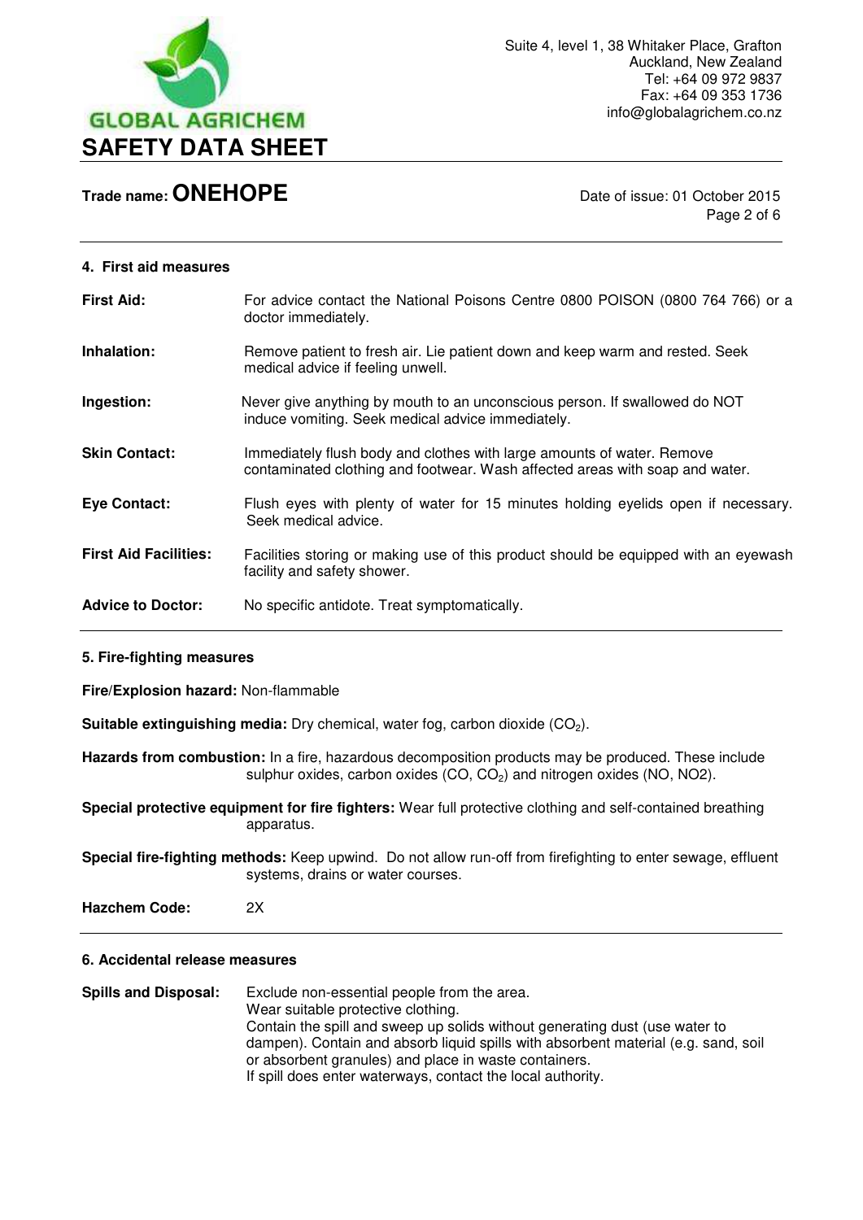## 4. First aid measures

**First Aid:** For advice contact the National Poisons Centre 0800 POISON (0800 764 766) or a doctor immediately.

**Inhalation:** Remove patient to fresh air. Lie patient down and keep warm and rested. Seek medical advice if feeling unwell.

**Ingestion:** Never give anything by mouth to an unconscious person. If swallowed do NOT induce vomiting. Seek medical advice immediately.

**Skin Contact:** Immediately flush body and clothes with large amounts of water. Remove contaminated clothing and footwear. Wash affected areas with soap and water.

**Eye Contact:** Flush eyes with plenty of water for 15 minutes holding eyelids open if necessary. Seek medical advice.

**First Aid Facilities:** Facilities storing or making use of this product should be equipped with an eyewash facility and safety shower.

**Advice to Doctor:** No specific antidote. Treat symptomatically.

## 5. Fire-fighting measures

**Fire/Explosion hazard:** Non-flammable

**Suitable extinguishing media:** Dry chemical, water fog, carbon dioxide ($CO_2$).

**Hazards from combustion:** In a fire, hazardous decomposition products may be produced. These include sulphur oxides, carbon oxides (CO, $CO_2$) and nitrogen oxides (NO, NO2).

**Special protective equipment for fire fighters:** Wear full protective clothing and self-contained breathing apparatus.

**Special fire-fighting methods:** Keep upwind. Do not allow run-off from firefighting to enter sewage, effluent systems, drains or water courses.

**Hazchem Code:** 2X

## 6. Accidental release measures

**Spills and Disposal:** Exclude non-essential people from the area.
Wear suitable protective clothing.
Contain the spill and sweep up solids without generating dust (use water to dampen). Contain and absorb liquid spills with absorbent material (e.g. sand, soil or absorbent granules) and place in waste containers.
If spill does enter waterways, contact the local authority.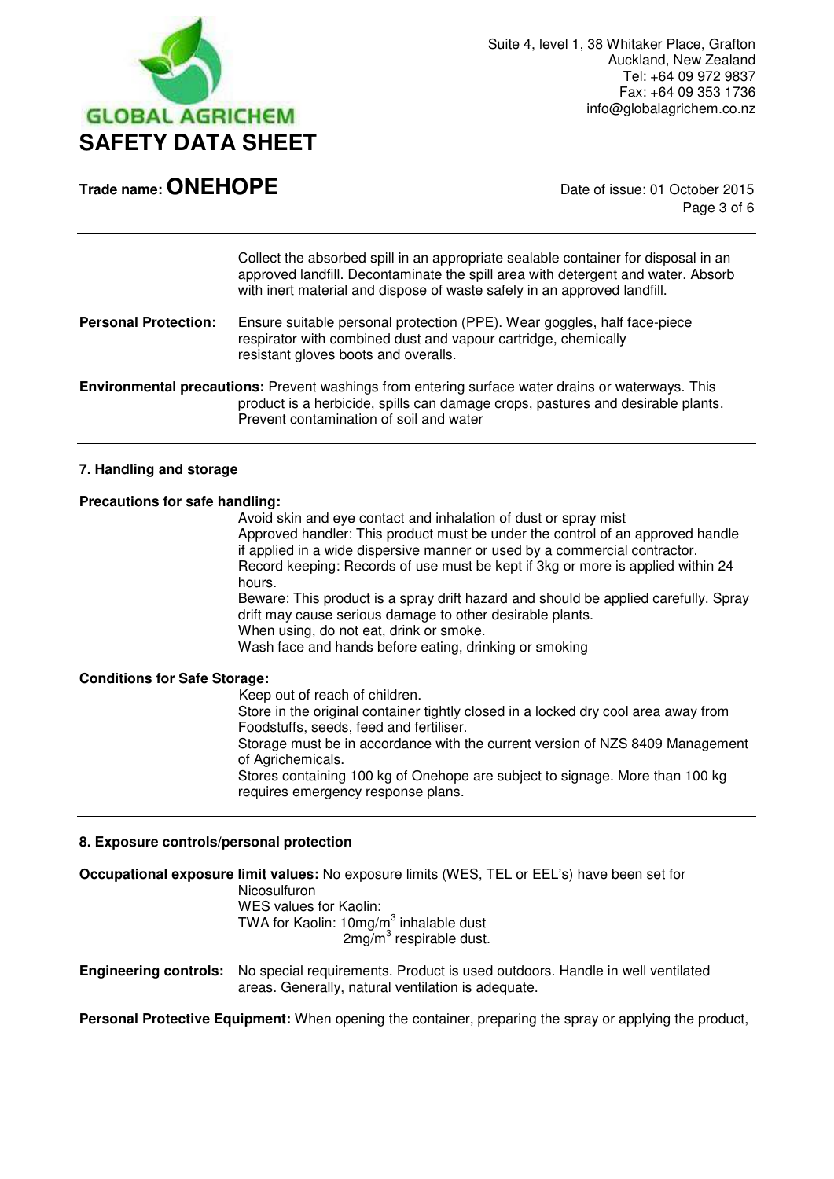Collect the absorbed spill in an appropriate sealable container for disposal in an approved landfill. Decontaminate the spill area with detergent and water. Absorb with inert material and dispose of waste safely in an approved landfill.

**Personal Protection:** Ensure suitable personal protection (PPE). Wear goggles, half face-piece respirator with combined dust and vapour cartridge, chemically resistant gloves boots and overalls.

**Environmental precautions:** Prevent washings from entering surface water drains or waterways. This product is a herbicide, spills can damage crops, pastures and desirable plants. Prevent contamination of soil and water

## 7. Handling and storage

**Precautions for safe handling:**

Avoid skin and eye contact and inhalation of dust or spray mist
Approved handler: This product must be under the control of an approved handle if applied in a wide dispersive manner or used by a commercial contractor.
Record keeping: Records of use must be kept if 3kg or more is applied within 24 hours.
Beware: This product is a spray drift hazard and should be applied carefully. Spray drift may cause serious damage to other desirable plants.
When using, do not eat, drink or smoke.
Wash face and hands before eating, drinking or smoking

**Conditions for Safe Storage:**

Keep out of reach of children.
Store in the original container tightly closed in a locked dry cool area away from Foodstuffs, seeds, feed and fertiliser.
Storage must be in accordance with the current version of NZS 8409 Management of Agrichemicals.
Stores containing 100 kg of Onehope are subject to signage. More than 100 kg requires emergency response plans.

## 8. Exposure controls/personal protection

**Occupational exposure limit values:** No exposure limits (WES, TEL or EEL's) have been set for Nicosulfuron
WES values for Kaolin:
TWA for Kaolin: 10mg/m$^3$ inhalable dust
2mg/m$^3$ respirable dust.

**Engineering controls:** No special requirements. Product is used outdoors. Handle in well ventilated areas. Generally, natural ventilation is adequate.

**Personal Protective Equipment:** When opening the container, preparing the spray or applying the product,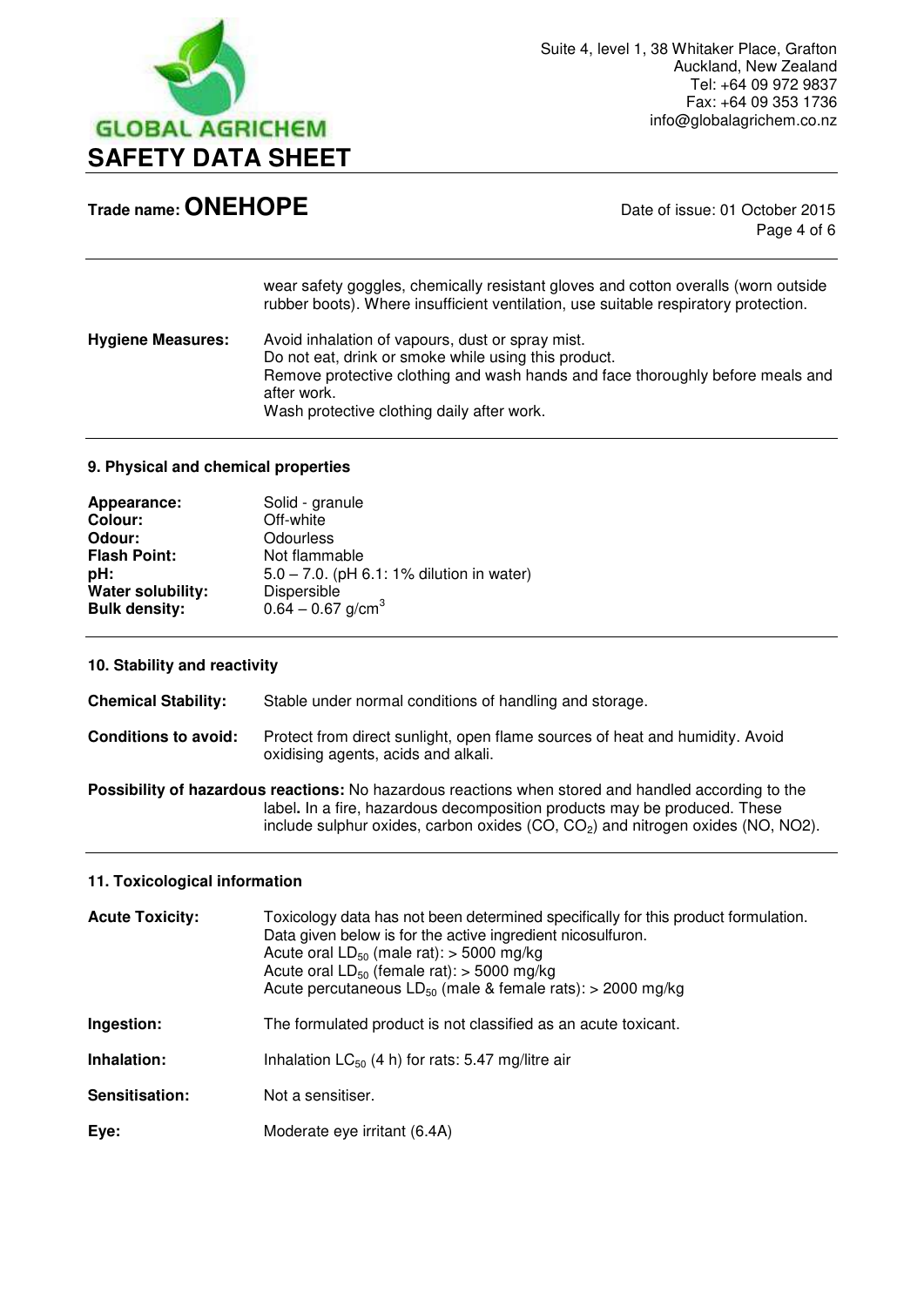wear safety goggles, chemically resistant gloves and cotton overalls (worn outside rubber boots). Where insufficient ventilation, use suitable respiratory protection.

**Hygiene Measures:** Avoid inhalation of vapours, dust or spray mist.
Do not eat, drink or smoke while using this product.
Remove protective clothing and wash hands and face thoroughly before meals and after work.
Wash protective clothing daily after work.

## 9. Physical and chemical properties

**Appearance:** Solid - granule
**Colour:** Off-white
**Odour:** Odourless
**Flash Point:** Not flammable
**pH:** 5.0 – 7.0. (pH 6.1: 1% dilution in water)
**Water solubility:** Dispersible
**Bulk density:** 0.64 – 0.67 g/cm$^3$

## 10. Stability and reactivity

**Chemical Stability:** Stable under normal conditions of handling and storage.

**Conditions to avoid:** Protect from direct sunlight, open flame sources of heat and humidity. Avoid oxidising agents, acids and alkali.

**Possibility of hazardous reactions:** No hazardous reactions when stored and handled according to the label**.** In a fire, hazardous decomposition products may be produced. These include sulphur oxides, carbon oxides (CO, $CO_2$) and nitrogen oxides (NO, NO2).

## 11. Toxicological information

**Acute Toxicity:** Toxicology data has not been determined specifically for this product formulation. Data given below is for the active ingredient nicosulfuron.
Acute oral $LD_{50}$ (male rat): > 5000 mg/kg
Acute oral $LD_{50}$ (female rat): > 5000 mg/kg
Acute percutaneous $LD_{50}$ (male & female rats): > 2000 mg/kg

**Ingestion:** The formulated product is not classified as an acute toxicant.

**Inhalation:** Inhalation $LC_{50}$ (4 h) for rats: 5.47 mg/litre air

**Sensitisation:** Not a sensitiser.

**Eye:** Moderate eye irritant (6.4A)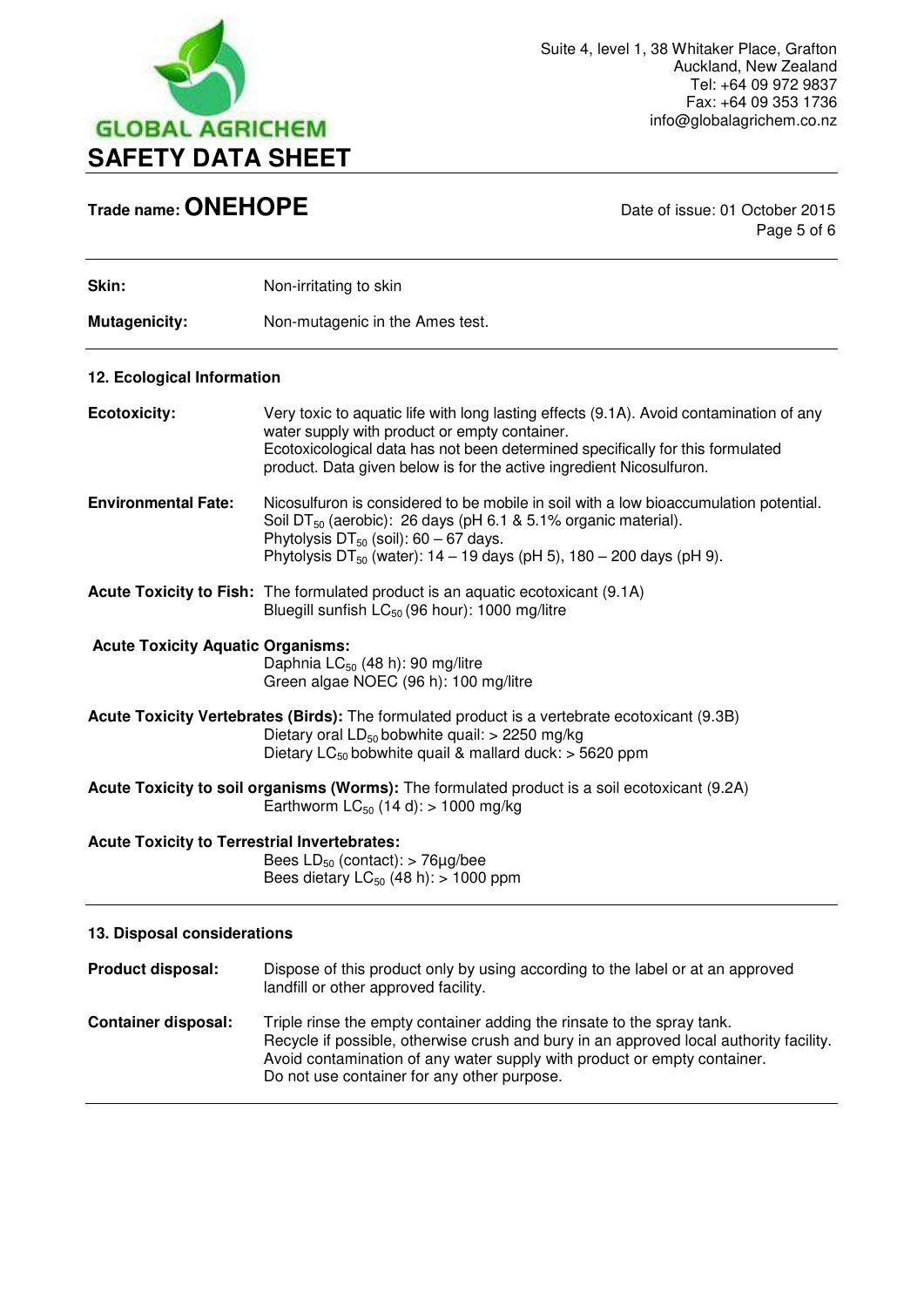**Skin:** Non-irritating to skin

**Mutagenicity:** Non-mutagenic in the Ames test.

## 12. Ecological Information

**Ecotoxicity:** Very toxic to aquatic life with long lasting effects (9.1A). Avoid contamination of any water supply with product or empty container.
Ecotoxicological data has not been determined specifically for this formulated product. Data given below is for the active ingredient Nicosulfuron.

**Environmental Fate:** Nicosulfuron is considered to be mobile in soil with a low bioaccumulation potential.
Soil $DT_{50}$ (aerobic): 26 days (pH 6.1 & 5.1% organic material).
Phytolysis $DT_{50}$ (soil): 60 – 67 days.
Phytolysis $DT_{50}$ (water): 14 – 19 days (pH 5), 180 – 200 days (pH 9).

**Acute Toxicity to Fish:** The formulated product is an aquatic ecotoxicant (9.1A)
Bluegill sunfish $LC_{50}$ (96 hour): 1000 mg/litre

**Acute Toxicity Aquatic Organisms:**
Daphnia $LC_{50}$ (48 h): 90 mg/litre
Green algae NOEC (96 h): 100 mg/litre

**Acute Toxicity Vertebrates (Birds):** The formulated product is a vertebrate ecotoxicant (9.3B)
Dietary oral $LD_{50}$ bobwhite quail: > 2250 mg/kg
Dietary $LC_{50}$ bobwhite quail & mallard duck: > 5620 ppm

**Acute Toxicity to soil organisms (Worms):** The formulated product is a soil ecotoxicant (9.2A)
Earthworm $LC_{50}$ (14 d): > 1000 mg/kg

**Acute Toxicity to Terrestrial Invertebrates:**
Bees $LD_{50}$ (contact): > 76µg/bee
Bees dietary $LC_{50}$ (48 h): > 1000 ppm

## 13. Disposal considerations

**Product disposal:** Dispose of this product only by using according to the label or at an approved landfill or other approved facility.

**Container disposal:** Triple rinse the empty container adding the rinsate to the spray tank.
Recycle if possible, otherwise crush and bury in an approved local authority facility.
Avoid contamination of any water supply with product or empty container.
Do not use container for any other purpose.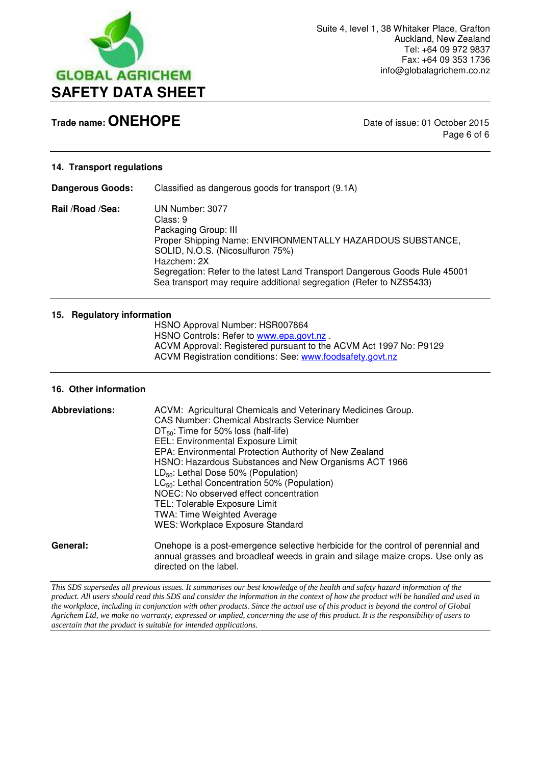## 14. Transport regulations

| | |
|---|---|
| **Dangerous Goods:** | Classified as dangerous goods for transport (9.1A) |
| **Rail /Road /Sea:** | UN Number: 3077<br>Class: 9<br>Packaging Group: III<br>Proper Shipping Name: ENVIRONMENTALLY HAZARDOUS SUBSTANCE, SOLID, N.O.S. (Nicosulfuron 75%)<br>Hazchem: 2X<br>Segregation: Refer to the latest Land Transport Dangerous Goods Rule 45001<br>Sea transport may require additional segregation (Refer to NZS5433) |

## 15. Regulatory information

HSNO Approval Number: HSR007864
HSNO Controls: Refer to www.epa.govt.nz .
ACVM Approval: Registered pursuant to the ACVM Act 1997 No: P9129
ACVM Registration conditions: See: www.foodsafety.govt.nz

## 16. Other information

**Abbreviations:**

ACVM: Agricultural Chemicals and Veterinary Medicines Group.
CAS Number: Chemical Abstracts Service Number
$DT_{50}$: Time for 50% loss (half-life)
EEL: Environmental Exposure Limit
EPA: Environmental Protection Authority of New Zealand
HSNO: Hazardous Substances and New Organisms ACT 1966
$LD_{50}$: Lethal Dose 50% (Population)
$LC_{50}$: Lethal Concentration 50% (Population)
NOEC: No observed effect concentration
TEL: Tolerable Exposure Limit
TWA: Time Weighted Average
WES: Workplace Exposure Standard

**General:**

Onehope is a post-emergence selective herbicide for the control of perennial and annual grasses and broadleaf weeds in grain and silage maize crops. Use only as directed on the label.

*This SDS supersedes all previous issues. It summarises our best knowledge of the health and safety hazard information of the product. All users should read this SDS and consider the information in the context of how the product will be handled and used in the workplace, including in conjunction with other products. Since the actual use of this product is beyond the control of Global Agrichem Ltd, we make no warranty, expressed or implied, concerning the use of this product. It is the responsibility of users to ascertain that the product is suitable for intended applications.*